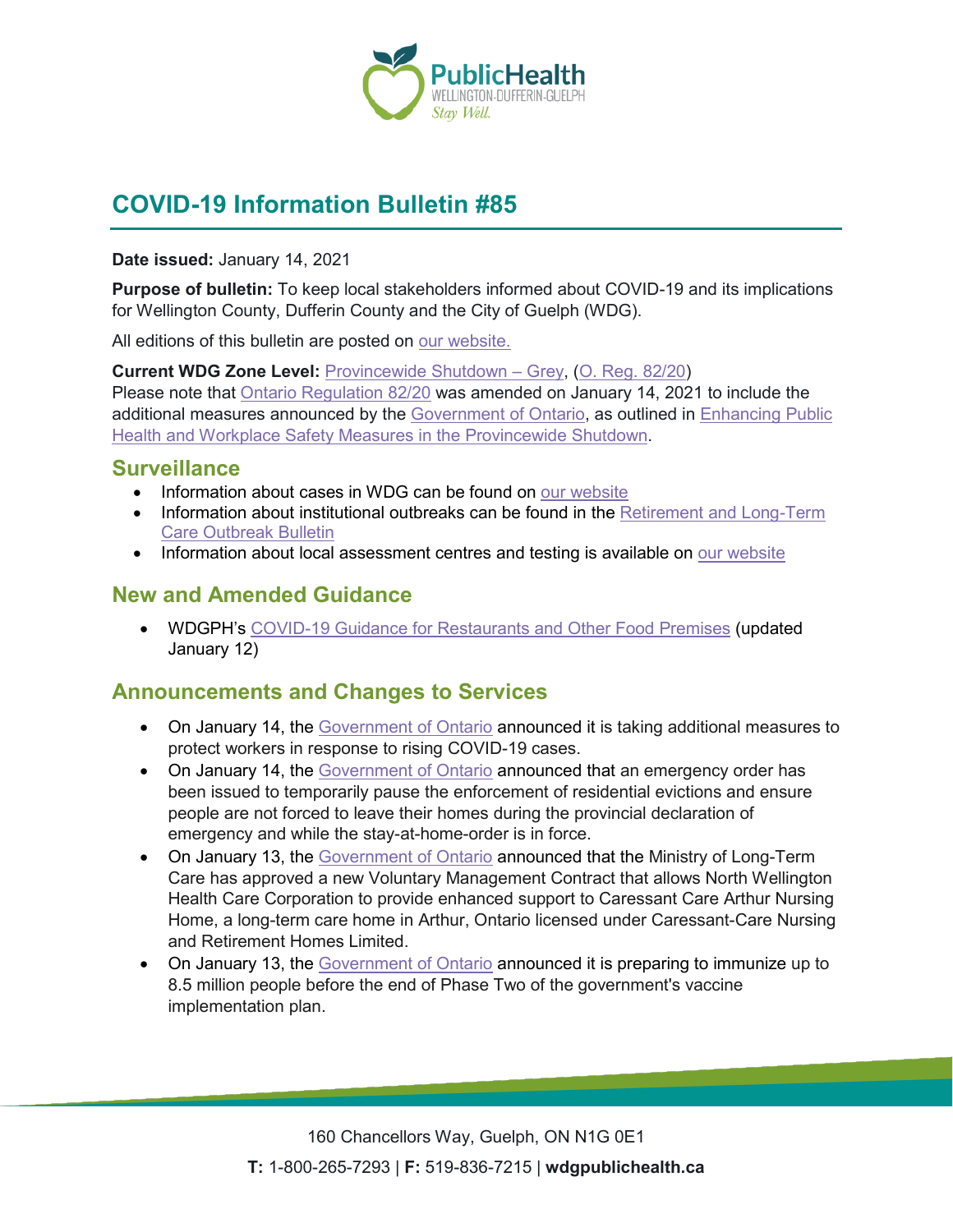# COVID-19 Information Bulletin #85

**Date issued:** January 14, 2021

**Purpose of bulletin:** To keep local stakeholders informed about COVID-19 and its implications for Wellington County, Dufferin County and the City of Guelph (WDG).

All editions of this bulletin are posted on our website.

**Current WDG Zone Level:** Provincewide Shutdown – Grey, (O. Reg. 82/20)
Please note that Ontario Regulation 82/20 was amended on January 14, 2021 to include the additional measures announced by the Government of Ontario, as outlined in Enhancing Public Health and Workplace Safety Measures in the Provincewide Shutdown.

## Surveillance

- Information about cases in WDG can be found on our website
- Information about institutional outbreaks can be found in the Retirement and Long-Term Care Outbreak Bulletin
- Information about local assessment centres and testing is available on our website

## New and Amended Guidance

- WDGPH's COVID-19 Guidance for Restaurants and Other Food Premises (updated January 12)

## Announcements and Changes to Services

- On January 14, the Government of Ontario announced it is taking additional measures to protect workers in response to rising COVID-19 cases.
- On January 14, the Government of Ontario announced that an emergency order has been issued to temporarily pause the enforcement of residential evictions and ensure people are not forced to leave their homes during the provincial declaration of emergency and while the stay-at-home-order is in force.
- On January 13, the Government of Ontario announced that the Ministry of Long-Term Care has approved a new Voluntary Management Contract that allows North Wellington Health Care Corporation to provide enhanced support to Caressant Care Arthur Nursing Home, a long-term care home in Arthur, Ontario licensed under Caressant-Care Nursing and Retirement Homes Limited.
- On January 13, the Government of Ontario announced it is preparing to immunize up to 8.5 million people before the end of Phase Two of the government's vaccine implementation plan.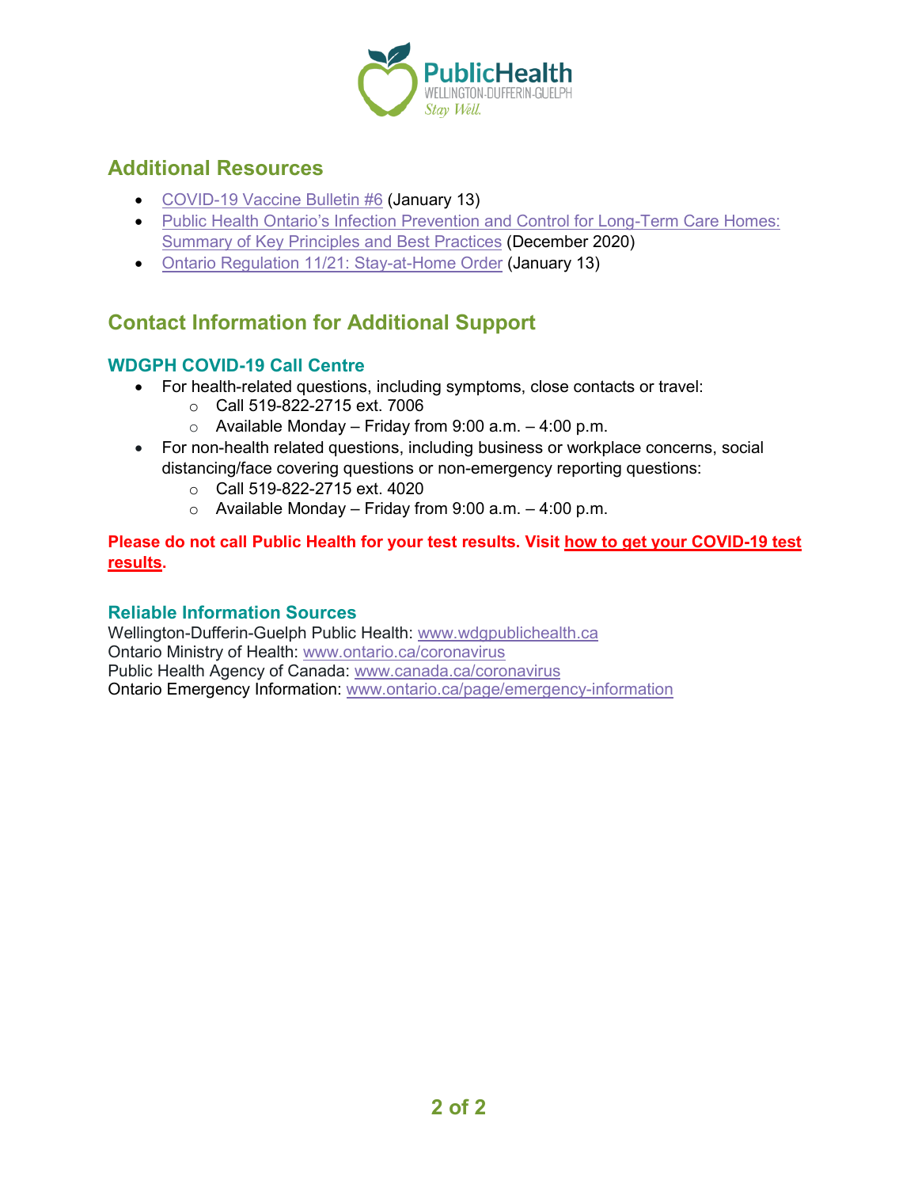## Additional Resources

- [COVID-19 Vaccine Bulletin #6](#) (January 13)
- Public Health Ontario's Infection Prevention and Control for Long-Term Care Homes: Summary of Key Principles and Best Practices (December 2020)
- Ontario Regulation 11/21: Stay-at-Home Order (January 13)

## Contact Information for Additional Support

### WDGPH COVID-19 Call Centre

- For health-related questions, including symptoms, close contacts or travel:
  - Call 519-822-2715 ext. 7006
  - Available Monday – Friday from 9:00 a.m. – 4:00 p.m.
- For non-health related questions, including business or workplace concerns, social distancing/face covering questions or non-emergency reporting questions:
  - Call 519-822-2715 ext. 4020
  - Available Monday – Friday from 9:00 a.m. – 4:00 p.m.

**Please do not call Public Health for your test results. Visit how to get your COVID-19 test results.**

### Reliable Information Sources

Wellington-Dufferin-Guelph Public Health: www.wdgpublichealth.ca
Ontario Ministry of Health: www.ontario.ca/coronavirus
Public Health Agency of Canada: www.canada.ca/coronavirus
Ontario Emergency Information: www.ontario.ca/page/emergency-information